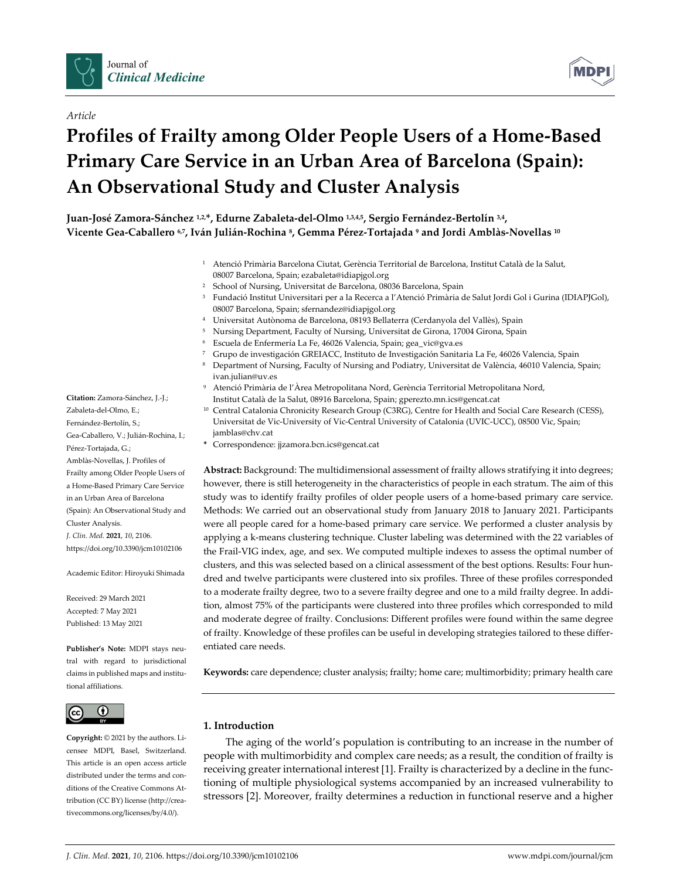*Article*

# Profiles of Frailty among Older People Users of a Home-Based Primary Care Service in an Urban Area of Barcelona (Spain): An Observational Study and Cluster Analysis

**Juan-José Zamora-Sánchez [1,2,*], Edurne Zabaleta-del-Olmo [1,3,4,5], Sergio Fernández-Bertolín [3,4], Vicente Gea-Caballero [6,7], Iván Julián-Rochina [8], Gemma Pérez-Tortajada [9] and Jordi Amblàs-Novellas [10]**

[1] Atenció Primària Barcelona Ciutat, Gerència Territorial de Barcelona, Institut Català de la Salut, 08007 Barcelona, Spain; ezabaleta@idiapjgol.org
[2] School of Nursing, Universitat de Barcelona, 08036 Barcelona, Spain
[3] Fundació Institut Universitari per a la Recerca a l'Atenció Primària de Salut Jordi Gol i Gurina (IDIAPJGol), 08007 Barcelona, Spain; sfernandez@idiapjgol.org
[4] Universitat Autònoma de Barcelona, 08193 Bellaterra (Cerdanyola del Vallès), Spain
[5] Nursing Department, Faculty of Nursing, Universitat de Girona, 17004 Girona, Spain
[6] Escuela de Enfermería La Fe, 46026 Valencia, Spain; gea_vic@gva.es
[7] Grupo de investigación GREIACC, Instituto de Investigación Sanitaria La Fe, 46026 Valencia, Spain
[8] Department of Nursing, Faculty of Nursing and Podiatry, Universitat de València, 46010 Valencia, Spain; ivan.julian@uv.es
[9] Atenció Primària de l'Àrea Metropolitana Nord, Gerència Territorial Metropolitana Nord, Institut Català de la Salut, 08916 Barcelona, Spain; gperezto.mn.ics@gencat.cat
[10] Central Catalonia Chronicity Research Group (C3RG), Centre for Health and Social Care Research (CESS), Universitat de Vic-University of Vic-Central University of Catalonia (UVIC-UCC), 08500 Vic, Spain; jamblas@chv.cat
\* Correspondence: jjzamora.bcn.ics@gencat.cat

**Abstract:** Background: The multidimensional assessment of frailty allows stratifying it into degrees; however, there is still heterogeneity in the characteristics of people in each stratum. The aim of this study was to identify frailty profiles of older people users of a home-based primary care service. Methods: We carried out an observational study from January 2018 to January 2021. Participants were all people cared for a home-based primary care service. We performed a cluster analysis by applying a k-means clustering technique. Cluster labeling was determined with the 22 variables of the Frail-VIG index, age, and sex. We computed multiple indexes to assess the optimal number of clusters, and this was selected based on a clinical assessment of the best options. Results: Four hundred and twelve participants were clustered into six profiles. Three of these profiles corresponded to a moderate frailty degree, two to a severe frailty degree and one to a mild frailty degree. In addition, almost 75% of the participants were clustered into three profiles which corresponded to mild and moderate degree of frailty. Conclusions: Different profiles were found within the same degree of frailty. Knowledge of these profiles can be useful in developing strategies tailored to these differentiated care needs.

**Keywords:** care dependence; cluster analysis; frailty; home care; multimorbidity; primary health care

**Citation:** Zamora-Sánchez, J.-J.; Zabaleta-del-Olmo, E.; Fernández-Bertolín, S.; Gea-Caballero, V.; Julián-Rochina, I.; Pérez-Tortajada, G.; Amblàs-Novellas, J. Profiles of Frailty among Older People Users of a Home-Based Primary Care Service in an Urban Area of Barcelona (Spain): An Observational Study and Cluster Analysis. *J. Clin. Med.* **2021**, *10*, 2106. https://doi.org/10.3390/jcm10102106

Academic Editor: Hiroyuki Shimada

Received: 29 March 2021
Accepted: 7 May 2021
Published: 13 May 2021

**Publisher's Note:** MDPI stays neutral with regard to jurisdictional claims in published maps and institutional affiliations.

**Copyright:** © 2021 by the authors. Licensee MDPI, Basel, Switzerland. This article is an open access article distributed under the terms and conditions of the Creative Commons Attribution (CC BY) license (http://creativecommons.org/licenses/by/4.0/).

## 1. Introduction

The aging of the world's population is contributing to an increase in the number of people with multimorbidity and complex care needs; as a result, the condition of frailty is receiving greater international interest [1]. Frailty is characterized by a decline in the functioning of multiple physiological systems accompanied by an increased vulnerability to stressors [2]. Moreover, frailty determines a reduction in functional reserve and a higher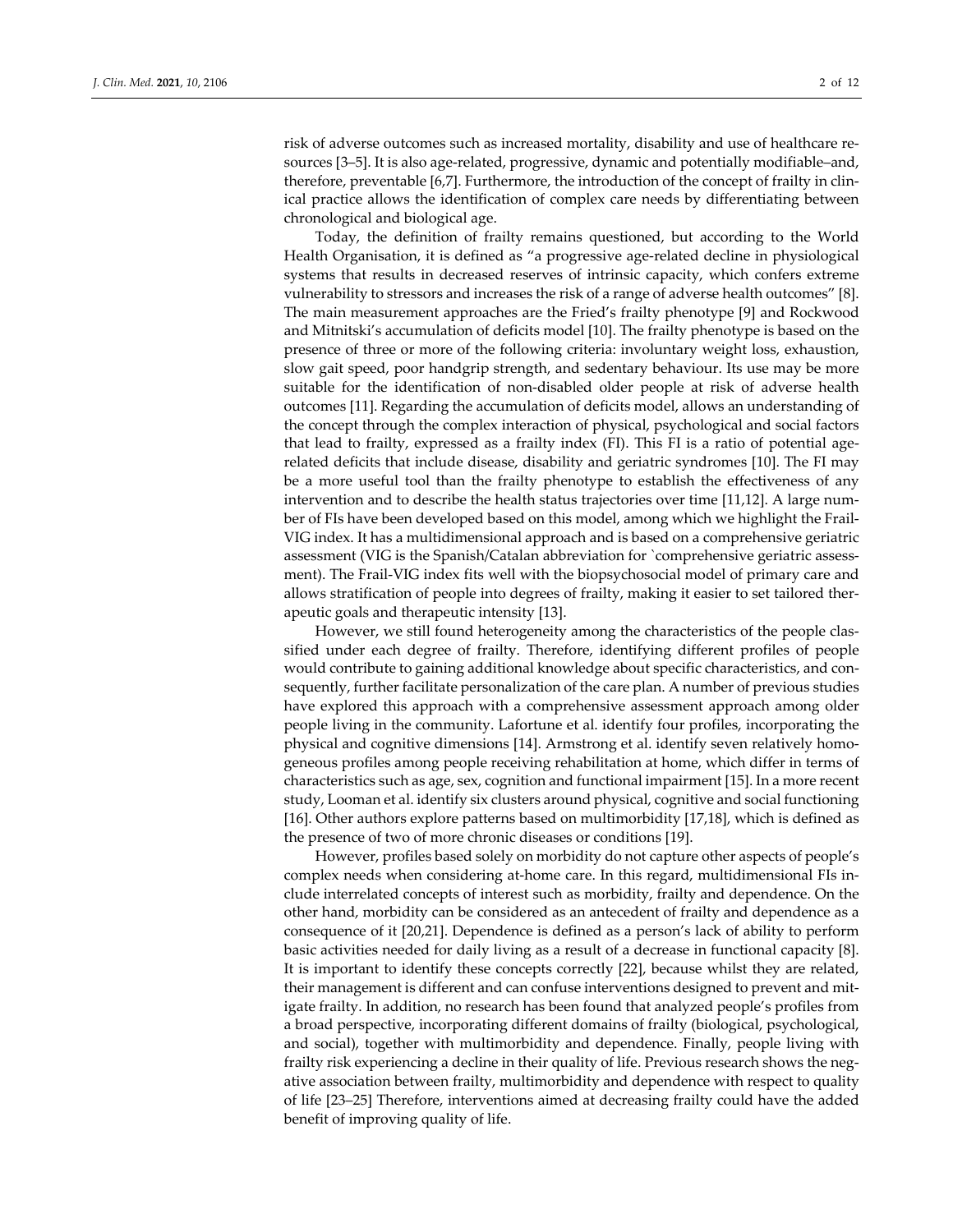risk of adverse outcomes such as increased mortality, disability and use of healthcare resources [3–5]. It is also age-related, progressive, dynamic and potentially modifiable–and, therefore, preventable [6,7]. Furthermore, the introduction of the concept of frailty in clinical practice allows the identification of complex care needs by differentiating between chronological and biological age.

Today, the definition of frailty remains questioned, but according to the World Health Organisation, it is defined as "a progressive age-related decline in physiological systems that results in decreased reserves of intrinsic capacity, which confers extreme vulnerability to stressors and increases the risk of a range of adverse health outcomes" [8]. The main measurement approaches are the Fried's frailty phenotype [9] and Rockwood and Mitnitski's accumulation of deficits model [10]. The frailty phenotype is based on the presence of three or more of the following criteria: involuntary weight loss, exhaustion, slow gait speed, poor handgrip strength, and sedentary behaviour. Its use may be more suitable for the identification of non-disabled older people at risk of adverse health outcomes [11]. Regarding the accumulation of deficits model, allows an understanding of the concept through the complex interaction of physical, psychological and social factors that lead to frailty, expressed as a frailty index (FI). This FI is a ratio of potential age-related deficits that include disease, disability and geriatric syndromes [10]. The FI may be a more useful tool than the frailty phenotype to establish the effectiveness of any intervention and to describe the health status trajectories over time [11,12]. A large number of FIs have been developed based on this model, among which we highlight the Frail-VIG index. It has a multidimensional approach and is based on a comprehensive geriatric assessment (VIG is the Spanish/Catalan abbreviation for `comprehensive geriatric assessment). The Frail-VIG index fits well with the biopsychosocial model of primary care and allows stratification of people into degrees of frailty, making it easier to set tailored therapeutic goals and therapeutic intensity [13].

However, we still found heterogeneity among the characteristics of the people classified under each degree of frailty. Therefore, identifying different profiles of people would contribute to gaining additional knowledge about specific characteristics, and consequently, further facilitate personalization of the care plan. A number of previous studies have explored this approach with a comprehensive assessment approach among older people living in the community. Lafortune et al. identify four profiles, incorporating the physical and cognitive dimensions [14]. Armstrong et al. identify seven relatively homogeneous profiles among people receiving rehabilitation at home, which differ in terms of characteristics such as age, sex, cognition and functional impairment [15]. In a more recent study, Looman et al. identify six clusters around physical, cognitive and social functioning [16]. Other authors explore patterns based on multimorbidity [17,18], which is defined as the presence of two of more chronic diseases or conditions [19].

However, profiles based solely on morbidity do not capture other aspects of people's complex needs when considering at-home care. In this regard, multidimensional FIs include interrelated concepts of interest such as morbidity, frailty and dependence. On the other hand, morbidity can be considered as an antecedent of frailty and dependence as a consequence of it [20,21]. Dependence is defined as a person's lack of ability to perform basic activities needed for daily living as a result of a decrease in functional capacity [8]. It is important to identify these concepts correctly [22], because whilst they are related, their management is different and can confuse interventions designed to prevent and mitigate frailty. In addition, no research has been found that analyzed people's profiles from a broad perspective, incorporating different domains of frailty (biological, psychological, and social), together with multimorbidity and dependence. Finally, people living with frailty risk experiencing a decline in their quality of life. Previous research shows the negative association between frailty, multimorbidity and dependence with respect to quality of life [23–25] Therefore, interventions aimed at decreasing frailty could have the added benefit of improving quality of life.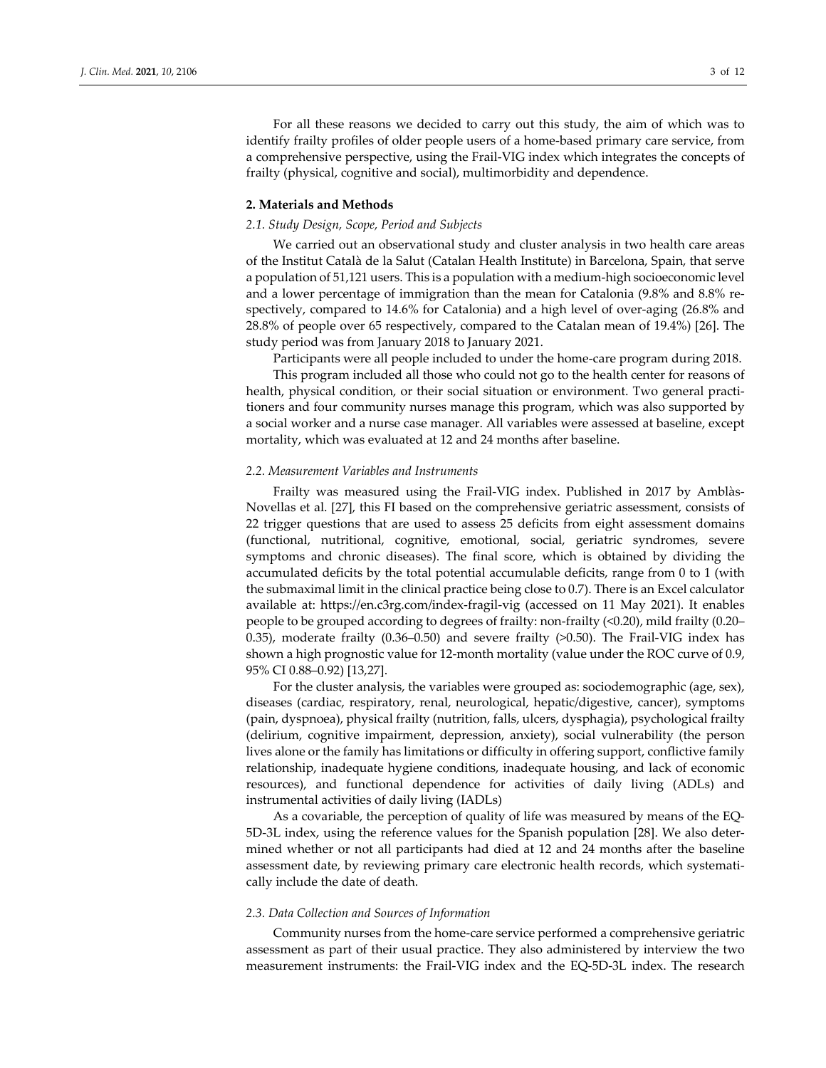For all these reasons we decided to carry out this study, the aim of which was to identify frailty profiles of older people users of a home-based primary care service, from a comprehensive perspective, using the Frail-VIG index which integrates the concepts of frailty (physical, cognitive and social), multimorbidity and dependence.

## 2. Materials and Methods

### *2.1. Study Design, Scope, Period and Subjects*

We carried out an observational study and cluster analysis in two health care areas of the Institut Català de la Salut (Catalan Health Institute) in Barcelona, Spain, that serve a population of 51,121 users. This is a population with a medium-high socioeconomic level and a lower percentage of immigration than the mean for Catalonia (9.8% and 8.8% respectively, compared to 14.6% for Catalonia) and a high level of over-aging (26.8% and 28.8% of people over 65 respectively, compared to the Catalan mean of 19.4%) [26]. The study period was from January 2018 to January 2021.

Participants were all people included to under the home-care program during 2018.

This program included all those who could not go to the health center for reasons of health, physical condition, or their social situation or environment. Two general practitioners and four community nurses manage this program, which was also supported by a social worker and a nurse case manager. All variables were assessed at baseline, except mortality, which was evaluated at 12 and 24 months after baseline.

### *2.2. Measurement Variables and Instruments*

Frailty was measured using the Frail-VIG index. Published in 2017 by Amblàs-Novellas et al. [27], this FI based on the comprehensive geriatric assessment, consists of 22 trigger questions that are used to assess 25 deficits from eight assessment domains (functional, nutritional, cognitive, emotional, social, geriatric syndromes, severe symptoms and chronic diseases). The final score, which is obtained by dividing the accumulated deficits by the total potential accumulable deficits, range from 0 to 1 (with the submaximal limit in the clinical practice being close to 0.7). There is an Excel calculator available at: https://en.c3rg.com/index-fragil-vig (accessed on 11 May 2021). It enables people to be grouped according to degrees of frailty: non-frailty (<0.20), mild frailty (0.20–0.35), moderate frailty (0.36–0.50) and severe frailty (>0.50). The Frail-VIG index has shown a high prognostic value for 12-month mortality (value under the ROC curve of 0.9, 95% CI 0.88–0.92) [13,27].

For the cluster analysis, the variables were grouped as: sociodemographic (age, sex), diseases (cardiac, respiratory, renal, neurological, hepatic/digestive, cancer), symptoms (pain, dyspnoea), physical frailty (nutrition, falls, ulcers, dysphagia), psychological frailty (delirium, cognitive impairment, depression, anxiety), social vulnerability (the person lives alone or the family has limitations or difficulty in offering support, conflictive family relationship, inadequate hygiene conditions, inadequate housing, and lack of economic resources), and functional dependence for activities of daily living (ADLs) and instrumental activities of daily living (IADLs)

As a covariable, the perception of quality of life was measured by means of the EQ-5D-3L index, using the reference values for the Spanish population [28]. We also determined whether or not all participants had died at 12 and 24 months after the baseline assessment date, by reviewing primary care electronic health records, which systematically include the date of death.

### *2.3. Data Collection and Sources of Information*

Community nurses from the home-care service performed a comprehensive geriatric assessment as part of their usual practice. They also administered by interview the two measurement instruments: the Frail-VIG index and the EQ-5D-3L index. The research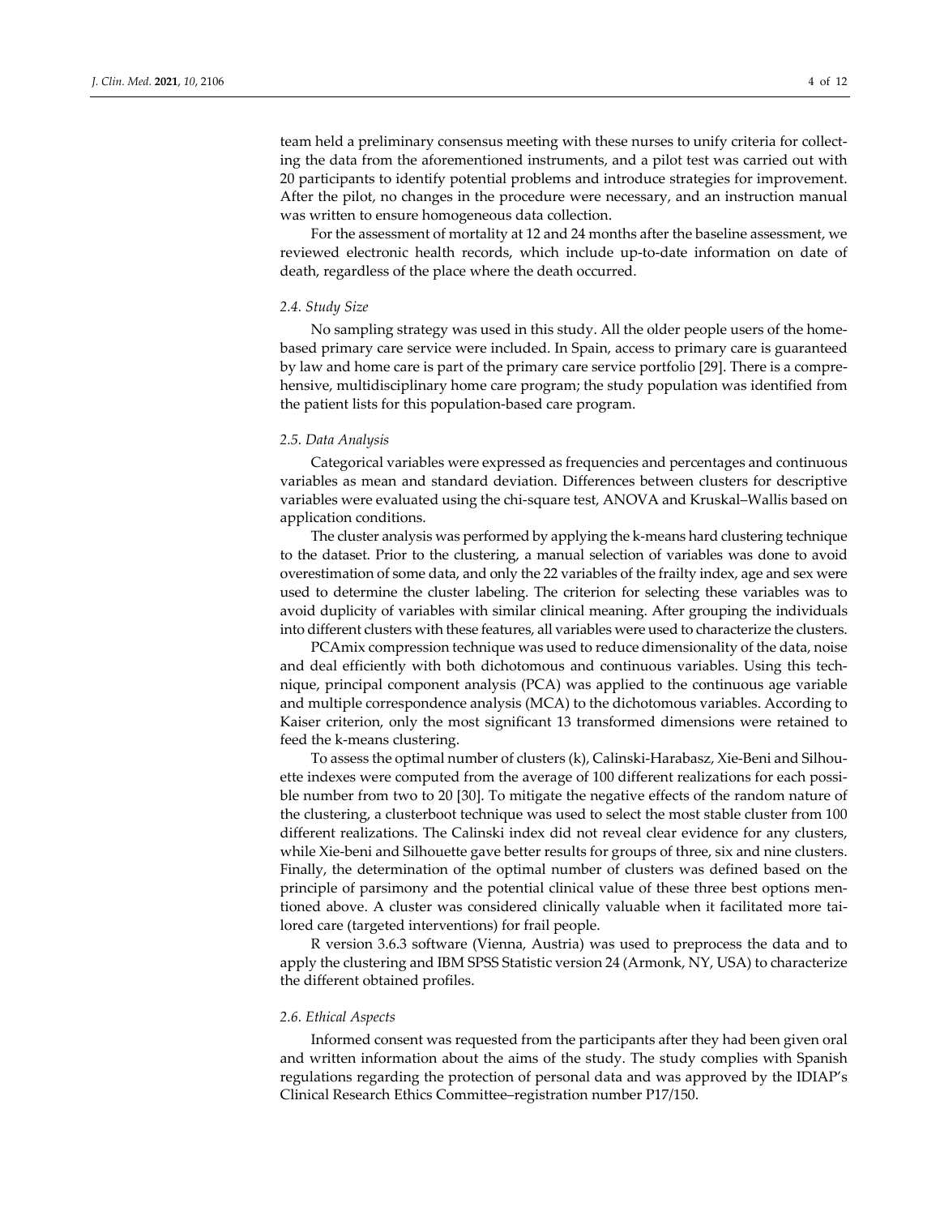team held a preliminary consensus meeting with these nurses to unify criteria for collecting the data from the aforementioned instruments, and a pilot test was carried out with 20 participants to identify potential problems and introduce strategies for improvement. After the pilot, no changes in the procedure were necessary, and an instruction manual was written to ensure homogeneous data collection.

For the assessment of mortality at 12 and 24 months after the baseline assessment, we reviewed electronic health records, which include up-to-date information on date of death, regardless of the place where the death occurred.

### *2.4. Study Size*

No sampling strategy was used in this study. All the older people users of the home-based primary care service were included. In Spain, access to primary care is guaranteed by law and home care is part of the primary care service portfolio [29]. There is a comprehensive, multidisciplinary home care program; the study population was identified from the patient lists for this population-based care program.

### *2.5. Data Analysis*

Categorical variables were expressed as frequencies and percentages and continuous variables as mean and standard deviation. Differences between clusters for descriptive variables were evaluated using the chi-square test, ANOVA and Kruskal–Wallis based on application conditions.

The cluster analysis was performed by applying the k-means hard clustering technique to the dataset. Prior to the clustering, a manual selection of variables was done to avoid overestimation of some data, and only the 22 variables of the frailty index, age and sex were used to determine the cluster labeling. The criterion for selecting these variables was to avoid duplicity of variables with similar clinical meaning. After grouping the individuals into different clusters with these features, all variables were used to characterize the clusters.

PCAmix compression technique was used to reduce dimensionality of the data, noise and deal efficiently with both dichotomous and continuous variables. Using this technique, principal component analysis (PCA) was applied to the continuous age variable and multiple correspondence analysis (MCA) to the dichotomous variables. According to Kaiser criterion, only the most significant 13 transformed dimensions were retained to feed the k-means clustering.

To assess the optimal number of clusters (k), Calinski-Harabasz, Xie-Beni and Silhouette indexes were computed from the average of 100 different realizations for each possible number from two to 20 [30]. To mitigate the negative effects of the random nature of the clustering, a clusterboot technique was used to select the most stable cluster from 100 different realizations. The Calinski index did not reveal clear evidence for any clusters, while Xie-beni and Silhouette gave better results for groups of three, six and nine clusters. Finally, the determination of the optimal number of clusters was defined based on the principle of parsimony and the potential clinical value of these three best options mentioned above. A cluster was considered clinically valuable when it facilitated more tailored care (targeted interventions) for frail people.

R version 3.6.3 software (Vienna, Austria) was used to preprocess the data and to apply the clustering and IBM SPSS Statistic version 24 (Armonk, NY, USA) to characterize the different obtained profiles.

### *2.6. Ethical Aspects*

Informed consent was requested from the participants after they had been given oral and written information about the aims of the study. The study complies with Spanish regulations regarding the protection of personal data and was approved by the IDIAP's Clinical Research Ethics Committee–registration number P17/150.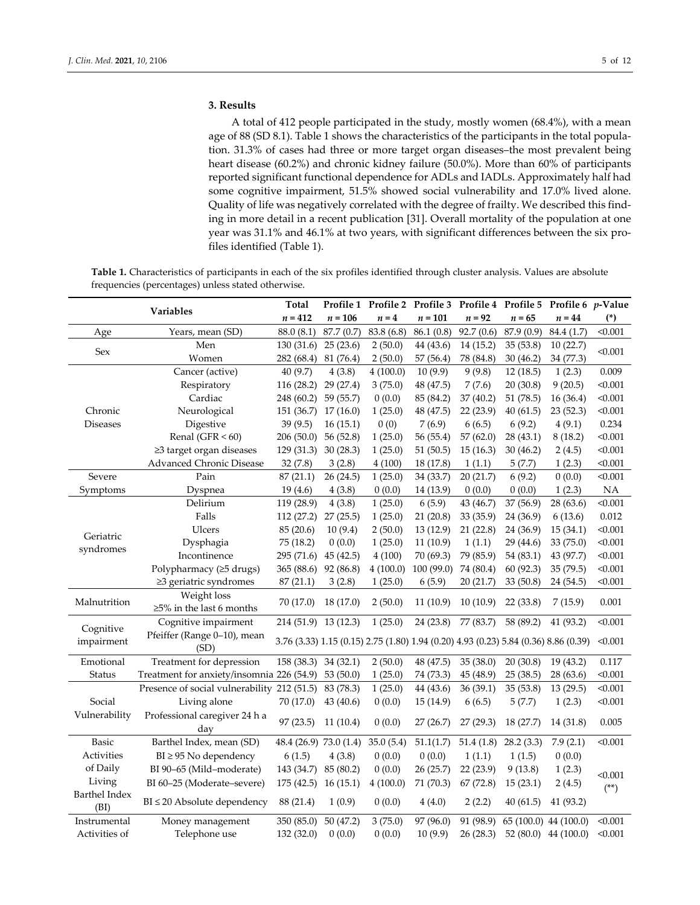## 3. Results

A total of 412 people participated in the study, mostly women (68.4%), with a mean age of 88 (SD 8.1). Table 1 shows the characteristics of the participants in the total population. 31.3% of cases had three or more target organ diseases–the most prevalent being heart disease (60.2%) and chronic kidney failure (50.0%). More than 60% of participants reported significant functional dependence for ADLs and IADLs. Approximately half had some cognitive impairment, 51.5% showed social vulnerability and 17.0% lived alone. Quality of life was negatively correlated with the degree of frailty. We described this finding in more detail in a recent publication [31]. Overall mortality of the population at one year was 31.1% and 46.1% at two years, with significant differences between the six profiles identified (Table 1).

**Table 1.** Characteristics of participants in each of the six profiles identified through cluster analysis. Values are absolute frequencies (percentages) unless stated otherwise.

| Variables | | Total | Profile 1 | Profile 2 | Profile 3 | Profile 4 | Profile 5 | Profile 6 | *p*-Value |
|---|---|---|---|---|---|---|---|---|---|
| | | *n* = 412 | *n* = 106 | *n* = 4 | *n* = 101 | *n* = 92 | *n* = 65 | *n* = 44 | (*) |
| Age | Years, mean (SD) | 88.0 (8.1) | 87.7 (0.7) | 83.8 (6.8) | 86.1 (0.8) | 92.7 (0.6) | 87.9 (0.9) | 84.4 (1.7) | <0.001 |
| Sex | Men | 130 (31.6) | 25 (23.6) | 2 (50.0) | 44 (43.6) | 14 (15.2) | 35 (53.8) | 10 (22.7) | <0.001 |
| | Women | 282 (68.4) | 81 (76.4) | 2 (50.0) | 57 (56.4) | 78 (84.8) | 30 (46.2) | 34 (77.3) | |
| Chronic Diseases | Cancer (active) | 40 (9.7) | 4 (3.8) | 4 (100.0) | 10 (9.9) | 9 (9.8) | 12 (18.5) | 1 (2.3) | 0.009 |
| | Respiratory | 116 (28.2) | 29 (27.4) | 3 (75.0) | 48 (47.5) | 7 (7.6) | 20 (30.8) | 9 (20.5) | <0.001 |
| | Cardiac | 248 (60.2) | 59 (55.7) | 0 (0.0) | 85 (84.2) | 37 (40.2) | 51 (78.5) | 16 (36.4) | <0.001 |
| | Neurological | 151 (36.7) | 17 (16.0) | 1 (25.0) | 48 (47.5) | 22 (23.9) | 40 (61.5) | 23 (52.3) | <0.001 |
| | Digestive | 39 (9.5) | 16 (15.1) | 0 (0) | 7 (6.9) | 6 (6.5) | 6 (9.2) | 4 (9.1) | 0.234 |
| | Renal (GFR < 60) | 206 (50.0) | 56 (52.8) | 1 (25.0) | 56 (55.4) | 57 (62.0) | 28 (43.1) | 8 (18.2) | <0.001 |
| | ≥3 target organ diseases | 129 (31.3) | 30 (28.3) | 1 (25.0) | 51 (50.5) | 15 (16.3) | 30 (46.2) | 2 (4.5) | <0.001 |
| | Advanced Chronic Disease | 32 (7.8) | 3 (2.8) | 4 (100) | 18 (17.8) | 1 (1.1) | 5 (7.7) | 1 (2.3) | <0.001 |
| Severe Symptoms | Pain | 87 (21.1) | 26 (24.5) | 1 (25.0) | 34 (33.7) | 20 (21.7) | 6 (9.2) | 0 (0.0) | <0.001 |
| | Dyspnea | 19 (4.6) | 4 (3.8) | 0 (0.0) | 14 (13.9) | 0 (0.0) | 0 (0.0) | 1 (2.3) | NA |
| Geriatric syndromes | Delirium | 119 (28.9) | 4 (3.8) | 1 (25.0) | 6 (5.9) | 43 (46.7) | 37 (56.9) | 28 (63.6) | <0.001 |
| | Falls | 112 (27.2) | 27 (25.5) | 1 (25.0) | 21 (20.8) | 33 (35.9) | 24 (36.9) | 6 (13.6) | 0.012 |
| | Ulcers | 85 (20.6) | 10 (9.4) | 2 (50.0) | 13 (12.9) | 21 (22.8) | 24 (36.9) | 15 (34.1) | <0.001 |
| | Dysphagia | 75 (18.2) | 0 (0.0) | 1 (25.0) | 11 (10.9) | 1 (1.1) | 29 (44.6) | 33 (75.0) | <0.001 |
| | Incontinence | 295 (71.6) | 45 (42.5) | 4 (100) | 70 (69.3) | 79 (85.9) | 54 (83.1) | 43 (97.7) | <0.001 |
| | Polypharmacy (≥5 drugs) | 365 (88.6) | 92 (86.8) | 4 (100.0) | 100 (99.0) | 74 (80.4) | 60 (92.3) | 35 (79.5) | <0.001 |
| | ≥3 geriatric syndromes | 87 (21.1) | 3 (2.8) | 1 (25.0) | 6 (5.9) | 20 (21.7) | 33 (50.8) | 24 (54.5) | <0.001 |
| Malnutrition | Weight loss ≥5% in the last 6 months | 70 (17.0) | 18 (17.0) | 2 (50.0) | 11 (10.9) | 10 (10.9) | 22 (33.8) | 7 (15.9) | 0.001 |
| Cognitive impairment | Cognitive impairment | 214 (51.9) | 13 (12.3) | 1 (25.0) | 24 (23.8) | 77 (83.7) | 58 (89.2) | 41 (93.2) | <0.001 |
| | Pfeiffer (Range 0–10), mean (SD) | 3.76 (3.33) | 1.15 (0.15) | 2.75 (1.80) | 1.94 (0.20) | 4.93 (0.23) | 5.84 (0.36) | 8.86 (0.39) | <0.001 |
| Emotional Status | Treatment for depression | 158 (38.3) | 34 (32.1) | 2 (50.0) | 48 (47.5) | 35 (38.0) | 20 (30.8) | 19 (43.2) | 0.117 |
| | Treatment for anxiety/insomnia | 226 (54.9) | 53 (50.0) | 1 (25.0) | 74 (73.3) | 45 (48.9) | 25 (38.5) | 28 (63.6) | <0.001 |
| Social Vulnerability | Presence of social vulnerability | 212 (51.5) | 83 (78.3) | 1 (25.0) | 44 (43.6) | 36 (39.1) | 35 (53.8) | 13 (29.5) | <0.001 |
| | Living alone | 70 (17.0) | 43 (40.6) | 0 (0.0) | 15 (14.9) | 6 (6.5) | 5 (7.7) | 1 (2.3) | <0.001 |
| | Professional caregiver 24 h a day | 97 (23.5) | 11 (10.4) | 0 (0.0) | 27 (26.7) | 27 (29.3) | 18 (27.7) | 14 (31.8) | 0.005 |
| Basic Activities of Daily Living Barthel Index (BI) | Barthel Index, mean (SD) | 48.4 (26.9) | 73.0 (1.4) | 35.0 (5.4) | 51.1(1.7) | 51.4 (1.8) | 28.2 (3.3) | 7.9 (2.1) | <0.001 |
| | BI ≥ 95 No dependency | 6 (1.5) | 4 (3.8) | 0 (0.0) | 0 (0.0) | 1 (1.1) | 1 (1.5) | 0 (0.0) | <0.001 (**) |
| | BI 90–65 (Mild–moderate) | 143 (34.7) | 85 (80.2) | 0 (0.0) | 26 (25.7) | 22 (23.9) | 9 (13.8) | 1 (2.3) | |
| | BI 60–25 (Moderate–severe) | 175 (42.5) | 16 (15.1) | 4 (100.0) | 71 (70.3) | 67 (72.8) | 15 (23.1) | 2 (4.5) | |
| | BI ≤ 20 Absolute dependency | 88 (21.4) | 1 (0.9) | 0 (0.0) | 4 (4.0) | 2 (2.2) | 40 (61.5) | 41 (93.2) | |
| Instrumental Activities of | Money management | 350 (85.0) | 50 (47.2) | 3 (75.0) | 97 (96.0) | 91 (98.9) | 65 (100.0) | 44 (100.0) | <0.001 |
| | Telephone use | 132 (32.0) | 0 (0.0) | 0 (0.0) | 10 (9.9) | 26 (28.3) | 52 (80.0) | 44 (100.0) | <0.001 |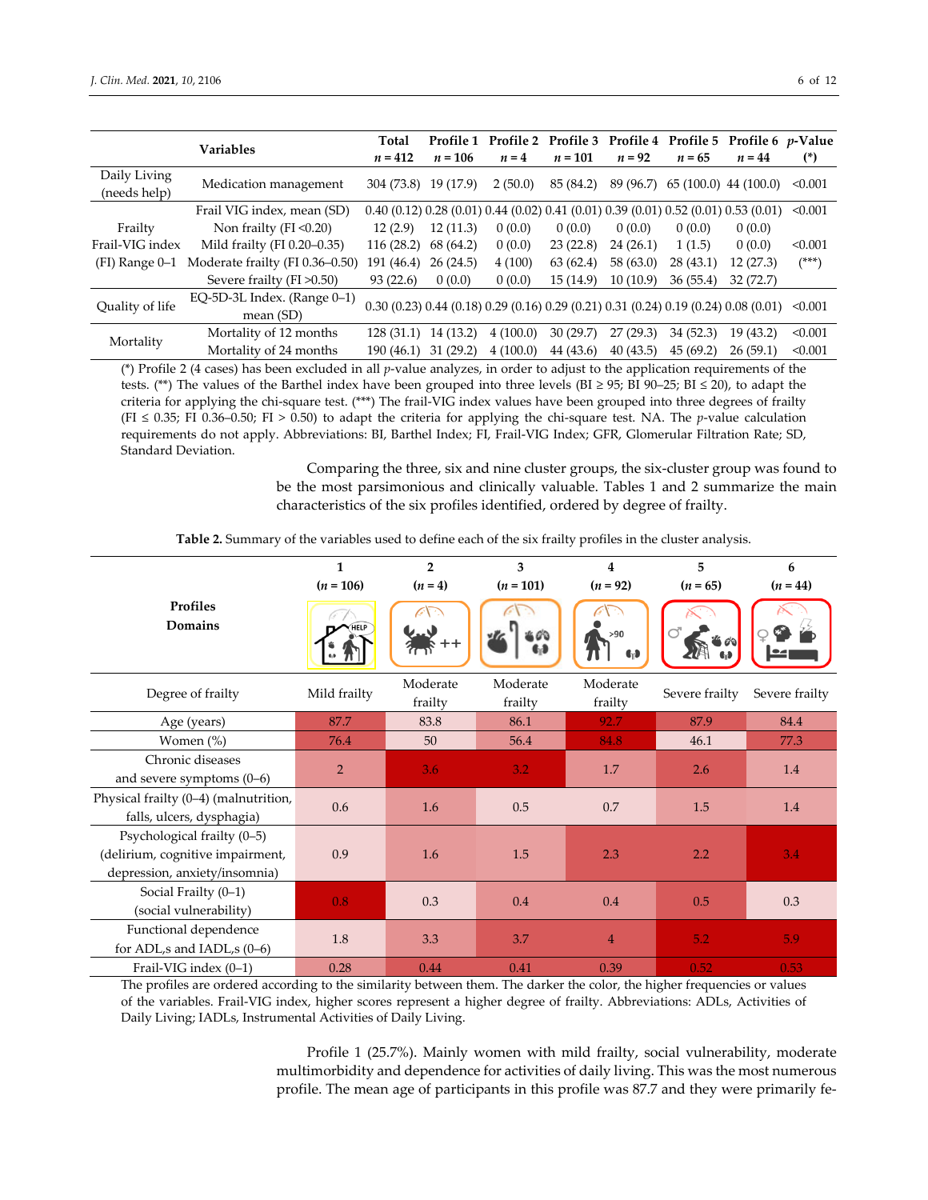| Variables | | Total $n$ = 412 | Profile 1 $n$ = 106 | Profile 2 $n$ = 4 | Profile 3 $n$ = 101 | Profile 4 $n$ = 92 | Profile 5 $n$ = 65 | Profile 6 $n$ = 44 | $p$-Value (*) |
|---|---|---|---|---|---|---|---|---|---|
| Daily Living (needs help) | Medication management | 304 (73.8) | 19 (17.9) | 2 (50.0) | 85 (84.2) | 89 (96.7) | 65 (100.0) | 44 (100.0) | <0.001 |
| Frailty Frail-VIG index (FI) Range 0–1 | Frail VIG index, mean (SD) | 0.40 (0.12) | 0.28 (0.01) | 0.44 (0.02) | 0.41 (0.01) | 0.39 (0.01) | 0.52 (0.01) | 0.53 (0.01) | <0.001 |
| | Non frailty (FI <0.20) | 12 (2.9) | 12 (11.3) | 0 (0.0) | 0 (0.0) | 0 (0.0) | 0 (0.0) | 0 (0.0) | <0.001 (***) |
| | Mild frailty (FI 0.20–0.35) | 116 (28.2) | 68 (64.2) | 0 (0.0) | 23 (22.8) | 24 (26.1) | 1 (1.5) | 0 (0.0) | |
| | Moderate frailty (FI 0.36–0.50) | 191 (46.4) | 26 (24.5) | 4 (100) | 63 (62.4) | 58 (63.0) | 28 (43.1) | 12 (27.3) | |
| | Severe frailty (FI >0.50) | 93 (22.6) | 0 (0.0) | 0 (0.0) | 15 (14.9) | 10 (10.9) | 36 (55.4) | 32 (72.7) | |
| Quality of life | EQ-5D-3L Index. (Range 0–1) mean (SD) | 0.30 (0.23) | 0.44 (0.18) | 0.29 (0.16) | 0.29 (0.21) | 0.31 (0.24) | 0.19 (0.24) | 0.08 (0.01) | <0.001 |
| Mortality | Mortality of 12 months | 128 (31.1) | 14 (13.2) | 4 (100.0) | 30 (29.7) | 27 (29.3) | 34 (52.3) | 19 (43.2) | <0.001 |
| | Mortality of 24 months | 190 (46.1) | 31 (29.2) | 4 (100.0) | 44 (43.6) | 40 (43.5) | 45 (69.2) | 26 (59.1) | <0.001 |

(*) Profile 2 (4 cases) has been excluded in all $p$-value analyzes, in order to adjust to the application requirements of the tests. (**) The values of the Barthel index have been grouped into three levels (BI ≥ 95; BI 90–25; BI ≤ 20), to adapt the criteria for applying the chi-square test. (***) The frail-VIG index values have been grouped into three degrees of frailty (FI ≤ 0.35; FI 0.36–0.50; FI > 0.50) to adapt the criteria for applying the chi-square test. NA. The $p$-value calculation requirements do not apply. Abbreviations: BI, Barthel Index; FI, Frail-VIG Index; GFR, Glomerular Filtration Rate; SD, Standard Deviation.

Comparing the three, six and nine cluster groups, the six-cluster group was found to be the most parsimonious and clinically valuable. Tables 1 and 2 summarize the main characteristics of the six profiles identified, ordered by degree of frailty.

**Table 2.** Summary of the variables used to define each of the six frailty profiles in the cluster analysis.

| Profiles / Domains | 1 ($n$ = 106) | 2 ($n$ = 4) | 3 ($n$ = 101) | 4 ($n$ = 92) | 5 ($n$ = 65) | 6 ($n$ = 44) |
|---|---|---|---|---|---|---|
| Degree of frailty | Mild frailty | Moderate frailty | Moderate frailty | Moderate frailty | Severe frailty | Severe frailty |
| Age (years) | 87.7 | 83.8 | 86.1 | 92.7 | 87.9 | 84.4 |
| Women (%) | 76.4 | 50 | 56.4 | 84.8 | 46.1 | 77.3 |
| Chronic diseases and severe symptoms (0–6) | 2 | 3.6 | 3.2 | 1.7 | 2.6 | 1.4 |
| Physical frailty (0–4) (malnutrition, falls, ulcers, dysphagia) | 0.6 | 1.6 | 0.5 | 0.7 | 1.5 | 1.4 |
| Psychological frailty (0–5) (delirium, cognitive impairment, depression, anxiety/insomnia) | 0.9 | 1.6 | 1.5 | 2.3 | 2.2 | 3.4 |
| Social Frailty (0–1) (social vulnerability) | 0.8 | 0.3 | 0.4 | 0.4 | 0.5 | 0.3 |
| Functional dependence for ADL,s and IADL,s (0–6) | 1.8 | 3.3 | 3.7 | 4 | 5.2 | 5.9 |
| Frail-VIG index (0–1) | 0.28 | 0.44 | 0.41 | 0.39 | 0.52 | 0.53 |

The profiles are ordered according to the similarity between them. The darker the color, the higher frequencies or values of the variables. Frail-VIG index, higher scores represent a higher degree of frailty. Abbreviations: ADLs, Activities of Daily Living; IADLs, Instrumental Activities of Daily Living.

Profile 1 (25.7%). Mainly women with mild frailty, social vulnerability, moderate multimorbidity and dependence for activities of daily living. This was the most numerous profile. The mean age of participants in this profile was 87.7 and they were primarily fe-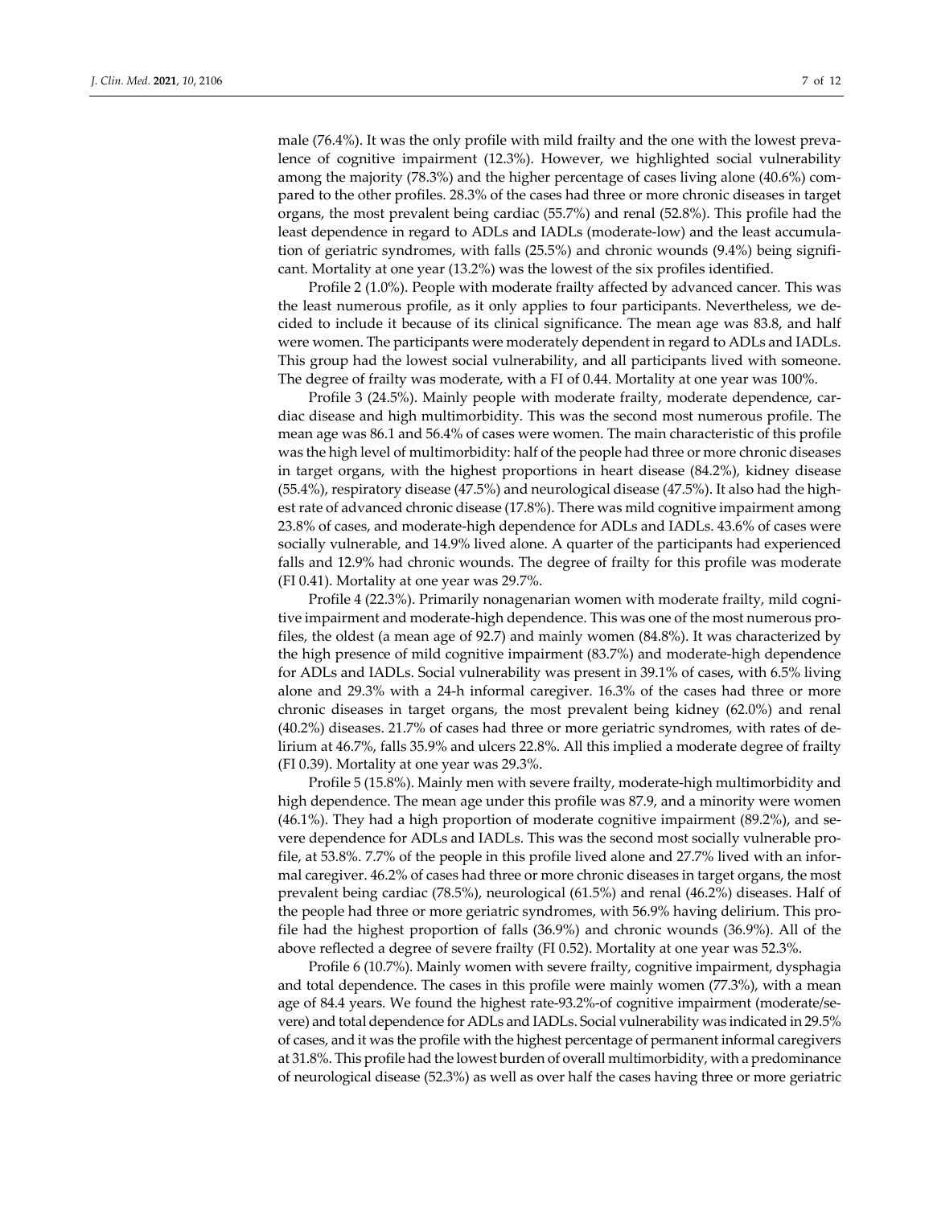male (76.4%). It was the only profile with mild frailty and the one with the lowest prevalence of cognitive impairment (12.3%). However, we highlighted social vulnerability among the majority (78.3%) and the higher percentage of cases living alone (40.6%) compared to the other profiles. 28.3% of the cases had three or more chronic diseases in target organs, the most prevalent being cardiac (55.7%) and renal (52.8%). This profile had the least dependence in regard to ADLs and IADLs (moderate-low) and the least accumulation of geriatric syndromes, with falls (25.5%) and chronic wounds (9.4%) being significant. Mortality at one year (13.2%) was the lowest of the six profiles identified.

Profile 2 (1.0%). People with moderate frailty affected by advanced cancer. This was the least numerous profile, as it only applies to four participants. Nevertheless, we decided to include it because of its clinical significance. The mean age was 83.8, and half were women. The participants were moderately dependent in regard to ADLs and IADLs. This group had the lowest social vulnerability, and all participants lived with someone. The degree of frailty was moderate, with a FI of 0.44. Mortality at one year was 100%.

Profile 3 (24.5%). Mainly people with moderate frailty, moderate dependence, cardiac disease and high multimorbidity. This was the second most numerous profile. The mean age was 86.1 and 56.4% of cases were women. The main characteristic of this profile was the high level of multimorbidity: half of the people had three or more chronic diseases in target organs, with the highest proportions in heart disease (84.2%), kidney disease (55.4%), respiratory disease (47.5%) and neurological disease (47.5%). It also had the highest rate of advanced chronic disease (17.8%). There was mild cognitive impairment among 23.8% of cases, and moderate-high dependence for ADLs and IADLs. 43.6% of cases were socially vulnerable, and 14.9% lived alone. A quarter of the participants had experienced falls and 12.9% had chronic wounds. The degree of frailty for this profile was moderate (FI 0.41). Mortality at one year was 29.7%.

Profile 4 (22.3%). Primarily nonagenarian women with moderate frailty, mild cognitive impairment and moderate-high dependence. This was one of the most numerous profiles, the oldest (a mean age of 92.7) and mainly women (84.8%). It was characterized by the high presence of mild cognitive impairment (83.7%) and moderate-high dependence for ADLs and IADLs. Social vulnerability was present in 39.1% of cases, with 6.5% living alone and 29.3% with a 24-h informal caregiver. 16.3% of the cases had three or more chronic diseases in target organs, the most prevalent being kidney (62.0%) and renal (40.2%) diseases. 21.7% of cases had three or more geriatric syndromes, with rates of delirium at 46.7%, falls 35.9% and ulcers 22.8%. All this implied a moderate degree of frailty (FI 0.39). Mortality at one year was 29.3%.

Profile 5 (15.8%). Mainly men with severe frailty, moderate-high multimorbidity and high dependence. The mean age under this profile was 87.9, and a minority were women (46.1%). They had a high proportion of moderate cognitive impairment (89.2%), and severe dependence for ADLs and IADLs. This was the second most socially vulnerable profile, at 53.8%. 7.7% of the people in this profile lived alone and 27.7% lived with an informal caregiver. 46.2% of cases had three or more chronic diseases in target organs, the most prevalent being cardiac (78.5%), neurological (61.5%) and renal (46.2%) diseases. Half of the people had three or more geriatric syndromes, with 56.9% having delirium. This profile had the highest proportion of falls (36.9%) and chronic wounds (36.9%). All of the above reflected a degree of severe frailty (FI 0.52). Mortality at one year was 52.3%.

Profile 6 (10.7%). Mainly women with severe frailty, cognitive impairment, dysphagia and total dependence. The cases in this profile were mainly women (77.3%), with a mean age of 84.4 years. We found the highest rate-93.2%-of cognitive impairment (moderate/severe) and total dependence for ADLs and IADLs. Social vulnerability was indicated in 29.5% of cases, and it was the profile with the highest percentage of permanent informal caregivers at 31.8%. This profile had the lowest burden of overall multimorbidity, with a predominance of neurological disease (52.3%) as well as over half the cases having three or more geriatric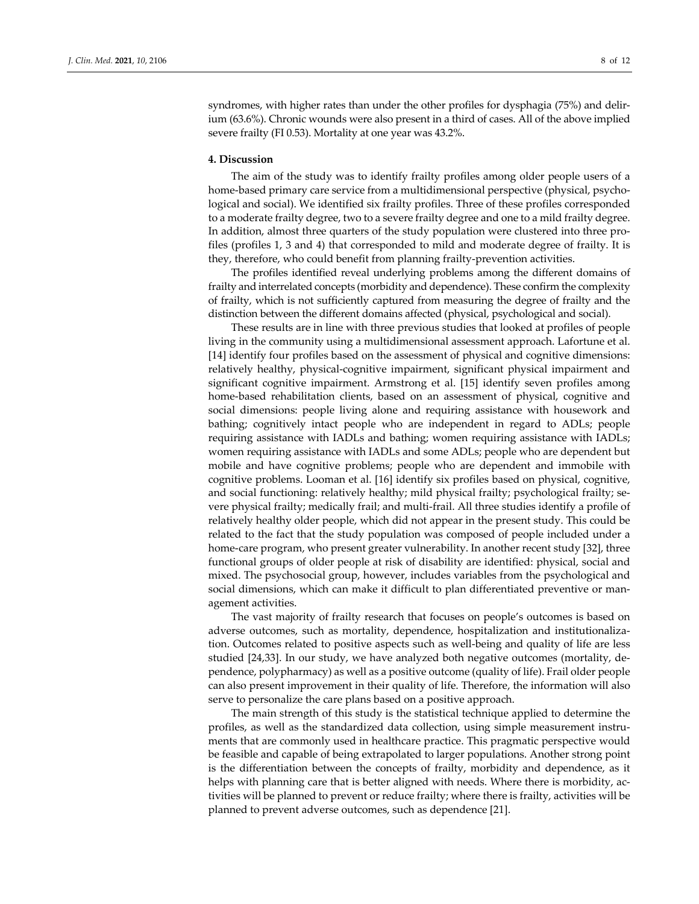syndromes, with higher rates than under the other profiles for dysphagia (75%) and delirium (63.6%). Chronic wounds were also present in a third of cases. All of the above implied severe frailty (FI 0.53). Mortality at one year was 43.2%.

## 4. Discussion

The aim of the study was to identify frailty profiles among older people users of a home-based primary care service from a multidimensional perspective (physical, psychological and social). We identified six frailty profiles. Three of these profiles corresponded to a moderate frailty degree, two to a severe frailty degree and one to a mild frailty degree. In addition, almost three quarters of the study population were clustered into three profiles (profiles 1, 3 and 4) that corresponded to mild and moderate degree of frailty. It is they, therefore, who could benefit from planning frailty-prevention activities.

The profiles identified reveal underlying problems among the different domains of frailty and interrelated concepts (morbidity and dependence). These confirm the complexity of frailty, which is not sufficiently captured from measuring the degree of frailty and the distinction between the different domains affected (physical, psychological and social).

These results are in line with three previous studies that looked at profiles of people living in the community using a multidimensional assessment approach. Lafortune et al. [14] identify four profiles based on the assessment of physical and cognitive dimensions: relatively healthy, physical-cognitive impairment, significant physical impairment and significant cognitive impairment. Armstrong et al. [15] identify seven profiles among home-based rehabilitation clients, based on an assessment of physical, cognitive and social dimensions: people living alone and requiring assistance with housework and bathing; cognitively intact people who are independent in regard to ADLs; people requiring assistance with IADLs and bathing; women requiring assistance with IADLs; women requiring assistance with IADLs and some ADLs; people who are dependent but mobile and have cognitive problems; people who are dependent and immobile with cognitive problems. Looman et al. [16] identify six profiles based on physical, cognitive, and social functioning: relatively healthy; mild physical frailty; psychological frailty; severe physical frailty; medically frail; and multi-frail. All three studies identify a profile of relatively healthy older people, which did not appear in the present study. This could be related to the fact that the study population was composed of people included under a home-care program, who present greater vulnerability. In another recent study [32], three functional groups of older people at risk of disability are identified: physical, social and mixed. The psychosocial group, however, includes variables from the psychological and social dimensions, which can make it difficult to plan differentiated preventive or management activities.

The vast majority of frailty research that focuses on people's outcomes is based on adverse outcomes, such as mortality, dependence, hospitalization and institutionalization. Outcomes related to positive aspects such as well-being and quality of life are less studied [24,33]. In our study, we have analyzed both negative outcomes (mortality, dependence, polypharmacy) as well as a positive outcome (quality of life). Frail older people can also present improvement in their quality of life. Therefore, the information will also serve to personalize the care plans based on a positive approach.

The main strength of this study is the statistical technique applied to determine the profiles, as well as the standardized data collection, using simple measurement instruments that are commonly used in healthcare practice. This pragmatic perspective would be feasible and capable of being extrapolated to larger populations. Another strong point is the differentiation between the concepts of frailty, morbidity and dependence, as it helps with planning care that is better aligned with needs. Where there is morbidity, activities will be planned to prevent or reduce frailty; where there is frailty, activities will be planned to prevent adverse outcomes, such as dependence [21].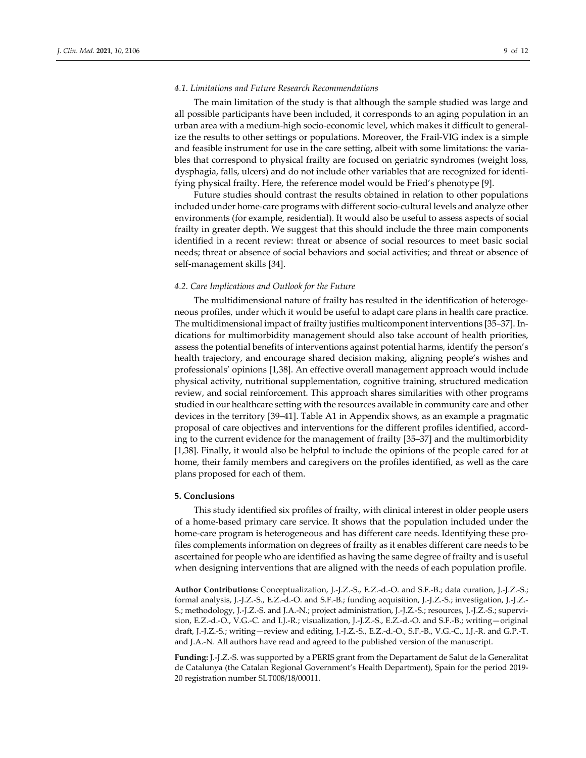### 4.1. Limitations and Future Research Recommendations

The main limitation of the study is that although the sample studied was large and all possible participants have been included, it corresponds to an aging population in an urban area with a medium-high socio-economic level, which makes it difficult to generalize the results to other settings or populations. Moreover, the Frail-VIG index is a simple and feasible instrument for use in the care setting, albeit with some limitations: the variables that correspond to physical frailty are focused on geriatric syndromes (weight loss, dysphagia, falls, ulcers) and do not include other variables that are recognized for identifying physical frailty. Here, the reference model would be Fried's phenotype [9].

Future studies should contrast the results obtained in relation to other populations included under home-care programs with different socio-cultural levels and analyze other environments (for example, residential). It would also be useful to assess aspects of social frailty in greater depth. We suggest that this should include the three main components identified in a recent review: threat or absence of social resources to meet basic social needs; threat or absence of social behaviors and social activities; and threat or absence of self-management skills [34].

### 4.2. Care Implications and Outlook for the Future

The multidimensional nature of frailty has resulted in the identification of heterogeneous profiles, under which it would be useful to adapt care plans in health care practice. The multidimensional impact of frailty justifies multicomponent interventions [35–37]. Indications for multimorbidity management should also take account of health priorities, assess the potential benefits of interventions against potential harms, identify the person's health trajectory, and encourage shared decision making, aligning people's wishes and professionals' opinions [1,38]. An effective overall management approach would include physical activity, nutritional supplementation, cognitive training, structured medication review, and social reinforcement. This approach shares similarities with other programs studied in our healthcare setting with the resources available in community care and other devices in the territory [39–41]. Table A1 in Appendix shows, as an example a pragmatic proposal of care objectives and interventions for the different profiles identified, according to the current evidence for the management of frailty [35–37] and the multimorbidity [1,38]. Finally, it would also be helpful to include the opinions of the people cared for at home, their family members and caregivers on the profiles identified, as well as the care plans proposed for each of them.

## 5. Conclusions

This study identified six profiles of frailty, with clinical interest in older people users of a home-based primary care service. It shows that the population included under the home-care program is heterogeneous and has different care needs. Identifying these profiles complements information on degrees of frailty as it enables different care needs to be ascertained for people who are identified as having the same degree of frailty and is useful when designing interventions that are aligned with the needs of each population profile.

**Author Contributions:** Conceptualization, J.-J.Z.-S., E.Z.-d.-O. and S.F.-B.; data curation, J.-J.Z.-S.; formal analysis, J.-J.Z.-S., E.Z.-d.-O. and S.F.-B.; funding acquisition, J.-J.Z.-S.; investigation, J.-J.Z.-S.; methodology, J.-J.Z.-S. and J.A.-N.; project administration, J.-J.Z.-S.; resources, J.-J.Z.-S.; supervision, E.Z.-d.-O., V.G.-C. and I.J.-R.; visualization, J.-J.Z.-S., E.Z.-d.-O. and S.F.-B.; writing—original draft, J.-J.Z.-S.; writing—review and editing, J.-J.Z.-S., E.Z.-d.-O., S.F.-B., V.G.-C., I.J.-R. and G.P.-T. and J.A.-N. All authors have read and agreed to the published version of the manuscript.

**Funding:** J.-J.Z.-S. was supported by a PERIS grant from the Departament de Salut de la Generalitat de Catalunya (the Catalan Regional Government's Health Department), Spain for the period 2019-20 registration number SLT008/18/00011.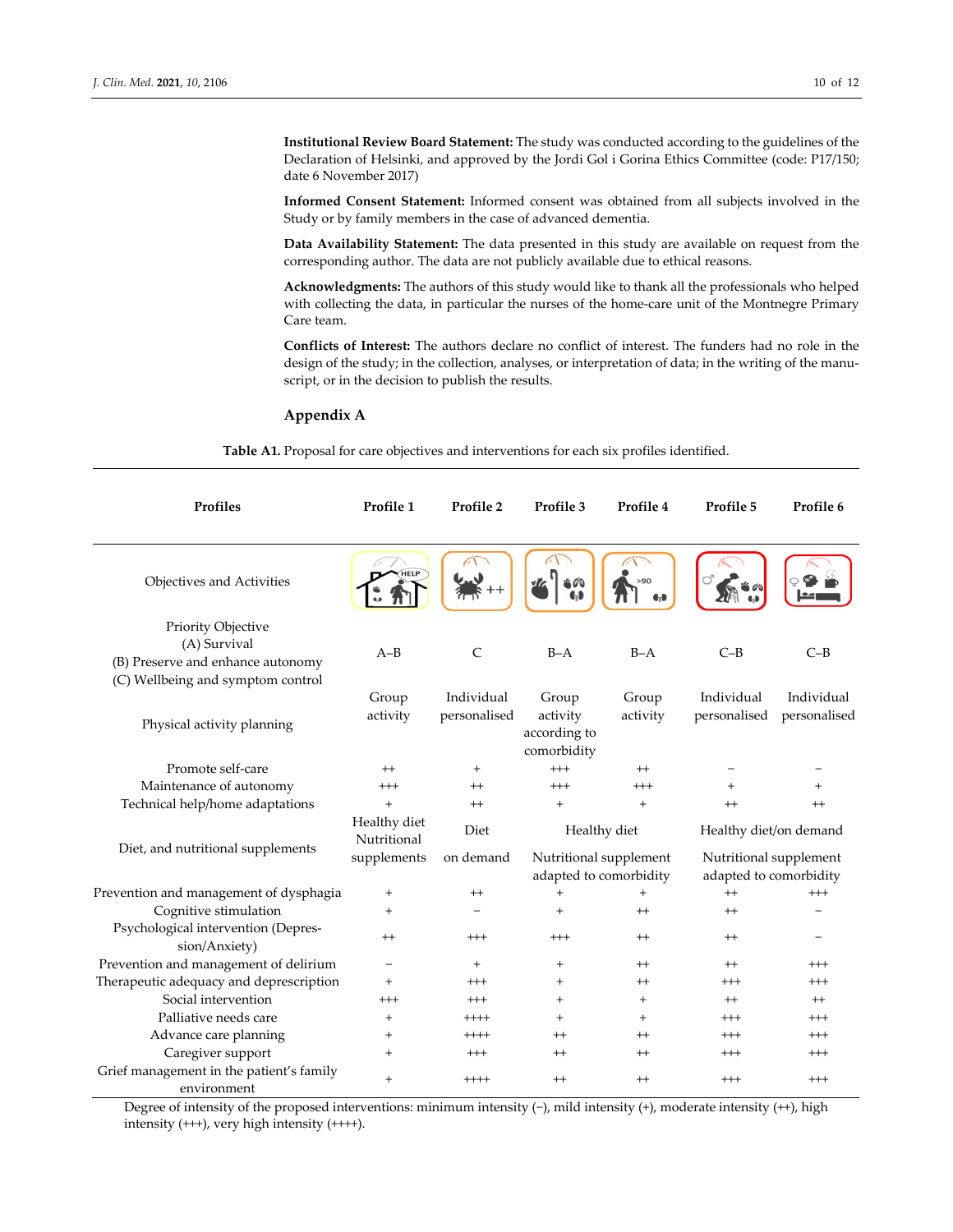**Institutional Review Board Statement:** The study was conducted according to the guidelines of the Declaration of Helsinki, and approved by the Jordi Gol i Gorina Ethics Committee (code: P17/150; date 6 November 2017)

**Informed Consent Statement:** Informed consent was obtained from all subjects involved in the Study or by family members in the case of advanced dementia.

**Data Availability Statement:** The data presented in this study are available on request from the corresponding author. The data are not publicly available due to ethical reasons.

**Acknowledgments:** The authors of this study would like to thank all the professionals who helped with collecting the data, in particular the nurses of the home-care unit of the Montnegre Primary Care team.

**Conflicts of Interest:** The authors declare no conflict of interest. The funders had no role in the design of the study; in the collection, analyses, or interpretation of data; in the writing of the manuscript, or in the decision to publish the results.

## Appendix A

**Table A1.** Proposal for care objectives and interventions for each six profiles identified.

| Profiles | Profile 1 | Profile 2 | Profile 3 | Profile 4 | Profile 5 | Profile 6 |
|---|---|---|---|---|---|---|
| Objectives and Activities | | | | | | |
| Priority Objective (A) Survival (B) Preserve and enhance autonomy (C) Wellbeing and symptom control | A–B | C | B–A | B–A | C–B | C–B |
| Physical activity planning | Group activity | Individual personalised | Group activity according to comorbidity | Group activity | Individual personalised | Individual personalised |
| Promote self-care | ++ | + | +++ | ++ | − | − |
| Maintenance of autonomy | +++ | ++ | +++ | +++ | + | + |
| Technical help/home adaptations | + | ++ | + | + | ++ | ++ |
| Diet, and nutritional supplements | Healthy diet Nutritional supplements | Diet on demand | Healthy diet Nutritional supplement adapted to comorbidity | | Healthy diet/on demand Nutritional supplement adapted to comorbidity | |
| Prevention and management of dysphagia | + | ++ | + | + | ++ | +++ |
| Cognitive stimulation | + | − | + | ++ | ++ | − |
| Psychological intervention (Depression/Anxiety) | ++ | +++ | +++ | ++ | ++ | − |
| Prevention and management of delirium | − | + | + | ++ | ++ | +++ |
| Therapeutic adequacy and deprescription | + | +++ | + | ++ | +++ | +++ |
| Social intervention | +++ | +++ | + | + | ++ | ++ |
| Palliative needs care | + | ++++ | + | + | +++ | +++ |
| Advance care planning | + | ++++ | ++ | ++ | +++ | +++ |
| Caregiver support | + | +++ | ++ | ++ | +++ | +++ |
| Grief management in the patient's family environment | + | ++++ | ++ | ++ | +++ | +++ |

Degree of intensity of the proposed interventions: minimum intensity (−), mild intensity (+), moderate intensity (++), high intensity (+++), very high intensity (++++).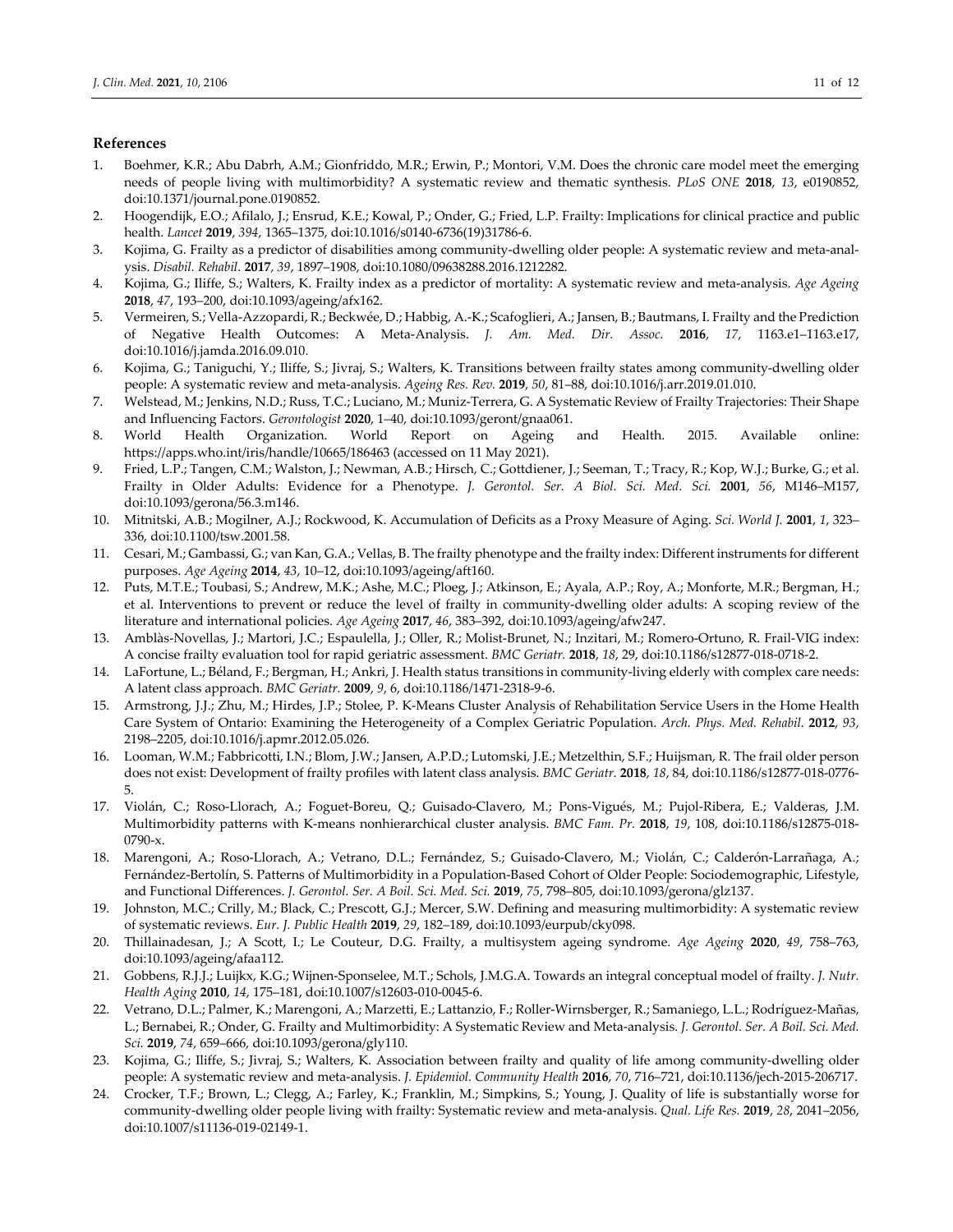## References

1. Boehmer, K.R.; Abu Dabrh, A.M.; Gionfriddo, M.R.; Erwin, P.; Montori, V.M. Does the chronic care model meet the emerging needs of people living with multimorbidity? A systematic review and thematic synthesis. *PLoS ONE* **2018**, *13*, e0190852, doi:10.1371/journal.pone.0190852.
2. Hoogendijk, E.O.; Afilalo, J.; Ensrud, K.E.; Kowal, P.; Onder, G.; Fried, L.P. Frailty: Implications for clinical practice and public health. *Lancet* **2019**, *394*, 1365–1375, doi:10.1016/s0140-6736(19)31786-6.
3. Kojima, G. Frailty as a predictor of disabilities among community-dwelling older people: A systematic review and meta-analysis. *Disabil. Rehabil.* **2017**, *39*, 1897–1908, doi:10.1080/09638288.2016.1212282.
4. Kojima, G.; Iliffe, S.; Walters, K. Frailty index as a predictor of mortality: A systematic review and meta-analysis. *Age Ageing* **2018**, *47*, 193–200, doi:10.1093/ageing/afx162.
5. Vermeiren, S.; Vella-Azzopardi, R.; Beckwée, D.; Habbig, A.-K.; Scafoglieri, A.; Jansen, B.; Bautmans, I. Frailty and the Prediction of Negative Health Outcomes: A Meta-Analysis. *J. Am. Med. Dir. Assoc.* **2016**, *17*, 1163.e1–1163.e17, doi:10.1016/j.jamda.2016.09.010.
6. Kojima, G.; Taniguchi, Y.; Iliffe, S.; Jivraj, S.; Walters, K. Transitions between frailty states among community-dwelling older people: A systematic review and meta-analysis. *Ageing Res. Rev.* **2019**, *50*, 81–88, doi:10.1016/j.arr.2019.01.010.
7. Welstead, M.; Jenkins, N.D.; Russ, T.C.; Luciano, M.; Muniz-Terrera, G. A Systematic Review of Frailty Trajectories: Their Shape and Influencing Factors. *Gerontologist* **2020**, 1–40, doi:10.1093/geront/gnaa061.
8. World Health Organization. World Report on Ageing and Health. 2015. Available online: https://apps.who.int/iris/handle/10665/186463 (accessed on 11 May 2021).
9. Fried, L.P.; Tangen, C.M.; Walston, J.; Newman, A.B.; Hirsch, C.; Gottdiener, J.; Seeman, T.; Tracy, R.; Kop, W.J.; Burke, G.; et al. Frailty in Older Adults: Evidence for a Phenotype. *J. Gerontol. Ser. A Biol. Sci. Med. Sci.* **2001**, *56*, M146–M157, doi:10.1093/gerona/56.3.m146.
10. Mitnitski, A.B.; Mogilner, A.J.; Rockwood, K. Accumulation of Deficits as a Proxy Measure of Aging. *Sci. World J.* **2001**, *1*, 323–336, doi:10.1100/tsw.2001.58.
11. Cesari, M.; Gambassi, G.; van Kan, G.A.; Vellas, B. The frailty phenotype and the frailty index: Different instruments for different purposes. *Age Ageing* **2014**, *43*, 10–12, doi:10.1093/ageing/aft160.
12. Puts, M.T.E.; Toubasi, S.; Andrew, M.K.; Ashe, M.C.; Ploeg, J.; Atkinson, E.; Ayala, A.P.; Roy, A.; Monforte, M.R.; Bergman, H.; et al. Interventions to prevent or reduce the level of frailty in community-dwelling older adults: A scoping review of the literature and international policies. *Age Ageing* **2017**, *46*, 383–392, doi:10.1093/ageing/afw247.
13. Amblàs-Novellas, J.; Martori, J.C.; Espaulella, J.; Oller, R.; Molist-Brunet, N.; Inzitari, M.; Romero-Ortuno, R. Frail-VIG index: A concise frailty evaluation tool for rapid geriatric assessment. *BMC Geriatr.* **2018**, *18*, 29, doi:10.1186/s12877-018-0718-2.
14. LaFortune, L.; Béland, F.; Bergman, H.; Ankri, J. Health status transitions in community-living elderly with complex care needs: A latent class approach. *BMC Geriatr.* **2009**, *9*, 6, doi:10.1186/1471-2318-9-6.
15. Armstrong, J.J.; Zhu, M.; Hirdes, J.P.; Stolee, P. K-Means Cluster Analysis of Rehabilitation Service Users in the Home Health Care System of Ontario: Examining the Heterogeneity of a Complex Geriatric Population. *Arch. Phys. Med. Rehabil.* **2012**, *93*, 2198–2205, doi:10.1016/j.apmr.2012.05.026.
16. Looman, W.M.; Fabbricotti, I.N.; Blom, J.W.; Jansen, A.P.D.; Lutomski, J.E.; Metzelthin, S.F.; Huijsman, R. The frail older person does not exist: Development of frailty profiles with latent class analysis. *BMC Geriatr.* **2018**, *18*, 84, doi:10.1186/s12877-018-0776-5.
17. Violán, C.; Roso-Llorach, A.; Foguet-Boreu, Q.; Guisado-Clavero, M.; Pons-Vigués, M.; Pujol-Ribera, E.; Valderas, J.M. Multimorbidity patterns with K-means nonhierarchical cluster analysis. *BMC Fam. Pr.* **2018**, *19*, 108, doi:10.1186/s12875-018-0790-x.
18. Marengoni, A.; Roso-Llorach, A.; Vetrano, D.L.; Fernández, S.; Guisado-Clavero, M.; Violán, C.; Calderón-Larrañaga, A.; Fernández-Bertolín, S. Patterns of Multimorbidity in a Population-Based Cohort of Older People: Sociodemographic, Lifestyle, and Functional Differences. *J. Gerontol. Ser. A Boil. Sci. Med. Sci.* **2019**, *75*, 798–805, doi:10.1093/gerona/glz137.
19. Johnston, M.C.; Crilly, M.; Black, C.; Prescott, G.J.; Mercer, S.W. Defining and measuring multimorbidity: A systematic review of systematic reviews. *Eur. J. Public Health* **2019**, *29*, 182–189, doi:10.1093/eurpub/cky098.
20. Thillainadesan, J.; A Scott, I.; Le Couteur, D.G. Frailty, a multisystem ageing syndrome. *Age Ageing* **2020**, *49*, 758–763, doi:10.1093/ageing/afaa112.
21. Gobbens, R.J.J.; Luijkx, K.G.; Wijnen-Sponselee, M.T.; Schols, J.M.G.A. Towards an integral conceptual model of frailty. *J. Nutr. Health Aging* **2010**, *14*, 175–181, doi:10.1007/s12603-010-0045-6.
22. Vetrano, D.L.; Palmer, K.; Marengoni, A.; Marzetti, E.; Lattanzio, F.; Roller-Wirnsberger, R.; Samaniego, L.L.; Rodríguez-Mañas, L.; Bernabei, R.; Onder, G. Frailty and Multimorbidity: A Systematic Review and Meta-analysis. *J. Gerontol. Ser. A Boil. Sci. Med. Sci.* **2019**, *74*, 659–666, doi:10.1093/gerona/gly110.
23. Kojima, G.; Iliffe, S.; Jivraj, S.; Walters, K. Association between frailty and quality of life among community-dwelling older people: A systematic review and meta-analysis. *J. Epidemiol. Community Health* **2016**, *70*, 716–721, doi:10.1136/jech-2015-206717.
24. Crocker, T.F.; Brown, L.; Clegg, A.; Farley, K.; Franklin, M.; Simpkins, S.; Young, J. Quality of life is substantially worse for community-dwelling older people living with frailty: Systematic review and meta-analysis. *Qual. Life Res.* **2019**, *28*, 2041–2056, doi:10.1007/s11136-019-02149-1.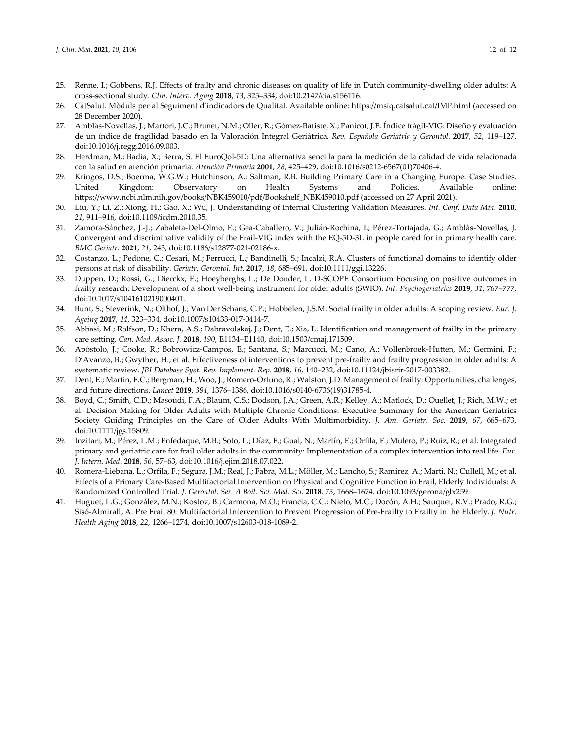25. Renne, I.; Gobbens, R.J. Effects of frailty and chronic diseases on quality of life in Dutch community-dwelling older adults: A cross-sectional study. *Clin. Interv. Aging* **2018**, *13*, 325–334, doi:10.2147/cia.s156116.
26. CatSalut. Mòduls per al Seguiment d'indicadors de Qualitat. Available online: https://msiq.catsalut.cat/IMP.html (accessed on 28 December 2020).
27. Amblàs-Novellas, J.; Martori, J.C.; Brunet, N.M.; Oller, R.; Gómez-Batiste, X.; Panicot, J.E. Índice frágil-VIG: Diseño y evaluación de un índice de fragilidad basado en la Valoración Integral Geriátrica. *Rev. Española Geriatría y Gerontol.* **2017**, *52*, 119–127, doi:10.1016/j.regg.2016.09.003.
28. Herdman, M.; Badia, X.; Berra, S. El EuroQol-5D: Una alternativa sencilla para la medición de la calidad de vida relacionada con la salud en atención primaria. *Atención Primaria* **2001**, *28*, 425–429, doi:10.1016/s0212-6567(01)70406-4.
29. Kringos, D.S.; Boerma, W.G.W.; Hutchinson, A.; Saltman, R.B. Building Primary Care in a Changing Europe. Case Studies. United Kingdom: Observatory on Health Systems and Policies. Available online: https://www.ncbi.nlm.nih.gov/books/NBK459010/pdf/Bookshelf_NBK459010.pdf (accessed on 27 April 2021).
30. Liu, Y.; Li, Z.; Xiong, H.; Gao, X.; Wu, J. Understanding of Internal Clustering Validation Measures. *Int. Conf. Data Min.* **2010**, *21*, 911–916, doi:10.1109/icdm.2010.35.
31. Zamora-Sánchez, J.-J.; Zabaleta-Del-Olmo, E.; Gea-Caballero, V.; Julián-Rochina, I.; Pérez-Tortajada, G.; Amblàs-Novellas, J. Convergent and discriminative validity of the Frail-VIG index with the EQ-5D-3L in people cared for in primary health care. *BMC Geriatr.* **2021**, *21*, 243, doi:10.1186/s12877-021-02186-x.
32. Costanzo, L.; Pedone, C.; Cesari, M.; Ferrucci, L.; Bandinelli, S.; Incalzi, R.A. Clusters of functional domains to identify older persons at risk of disability. *Geriatr. Gerontol. Int.* **2017**, *18*, 685–691, doi:10.1111/ggi.13226.
33. Duppen, D.; Rossi, G.; Dierckx, E.; Hoeyberghs, L.; De Donder, L. D-SCOPE Consortium Focusing on positive outcomes in frailty research: Development of a short well-being instrument for older adults (SWIO). *Int. Psychogeriatrics* **2019**, *31*, 767–777, doi:10.1017/s1041610219000401.
34. Bunt, S.; Steverink, N.; Olthof, J.; Van Der Schans, C.P.; Hobbelen, J.S.M. Social frailty in older adults: A scoping review. *Eur. J. Ageing* **2017**, *14*, 323–334, doi:10.1007/s10433-017-0414-7.
35. Abbasi, M.; Rolfson, D.; Khera, A.S.; Dabravolskaj, J.; Dent, E.; Xia, L. Identification and management of frailty in the primary care setting. *Can. Med. Assoc. J.* **2018**, *190*, E1134–E1140, doi:10.1503/cmaj.171509.
36. Apóstolo, J.; Cooke, R.; Bobrowicz-Campos, E.; Santana, S.; Marcucci, M.; Cano, A.; Vollenbroek-Hutten, M.; Germini, F.; D'Avanzo, B.; Gwyther, H.; et al. Effectiveness of interventions to prevent pre-frailty and frailty progression in older adults: A systematic review. *JBI Database Syst. Rev. Implement. Rep.* **2018**, *16*, 140–232, doi:10.11124/jbisrir-2017-003382.
37. Dent, E.; Martin, F.C.; Bergman, H.; Woo, J.; Romero-Ortuno, R.; Walston, J.D. Management of frailty: Opportunities, challenges, and future directions. *Lancet* **2019**, *394*, 1376–1386, doi:10.1016/s0140-6736(19)31785-4.
38. Boyd, C.; Smith, C.D.; Masoudi, F.A.; Blaum, C.S.; Dodson, J.A.; Green, A.R.; Kelley, A.; Matlock, D.; Ouellet, J.; Rich, M.W.; et al. Decision Making for Older Adults with Multiple Chronic Conditions: Executive Summary for the American Geriatrics Society Guiding Principles on the Care of Older Adults With Multimorbidity. *J. Am. Geriatr. Soc.* **2019**, *67*, 665–673, doi:10.1111/jgs.15809.
39. Inzitari, M.; Pérez, L.M.; Enfedaque, M.B.; Soto, L.; Díaz, F.; Gual, N.; Martín, E.; Orfila, F.; Mulero, P.; Ruiz, R.; et al. Integrated primary and geriatric care for frail older adults in the community: Implementation of a complex intervention into real life. *Eur. J. Intern. Med.* **2018**, *56*, 57–63, doi:10.1016/j.ejim.2018.07.022.
40. Romera-Liebana, L.; Orfila, F.; Segura, J.M.; Real, J.; Fabra, M.L.; Möller, M.; Lancho, S.; Ramirez, A.; Marti, N.; Cullell, M.; et al. Effects of a Primary Care-Based Multifactorial Intervention on Physical and Cognitive Function in Frail, Elderly Individuals: A Randomized Controlled Trial. *J. Gerontol. Ser. A Boil. Sci. Med. Sci.* **2018**, *73*, 1668–1674, doi:10.1093/gerona/glx259.
41. Huguet, L.G.; González, M.N.; Kostov, B.; Carmona, M.O.; Francia, C.C.; Nieto, M.C.; Docón, A.H.; Sauquet, R.V.; Prado, R.G.; Sisó-Almirall, A. Pre Frail 80: Multifactorial Intervention to Prevent Progression of Pre-Frailty to Frailty in the Elderly. *J. Nutr. Health Aging* **2018**, *22*, 1266–1274, doi:10.1007/s12603-018-1089-2.